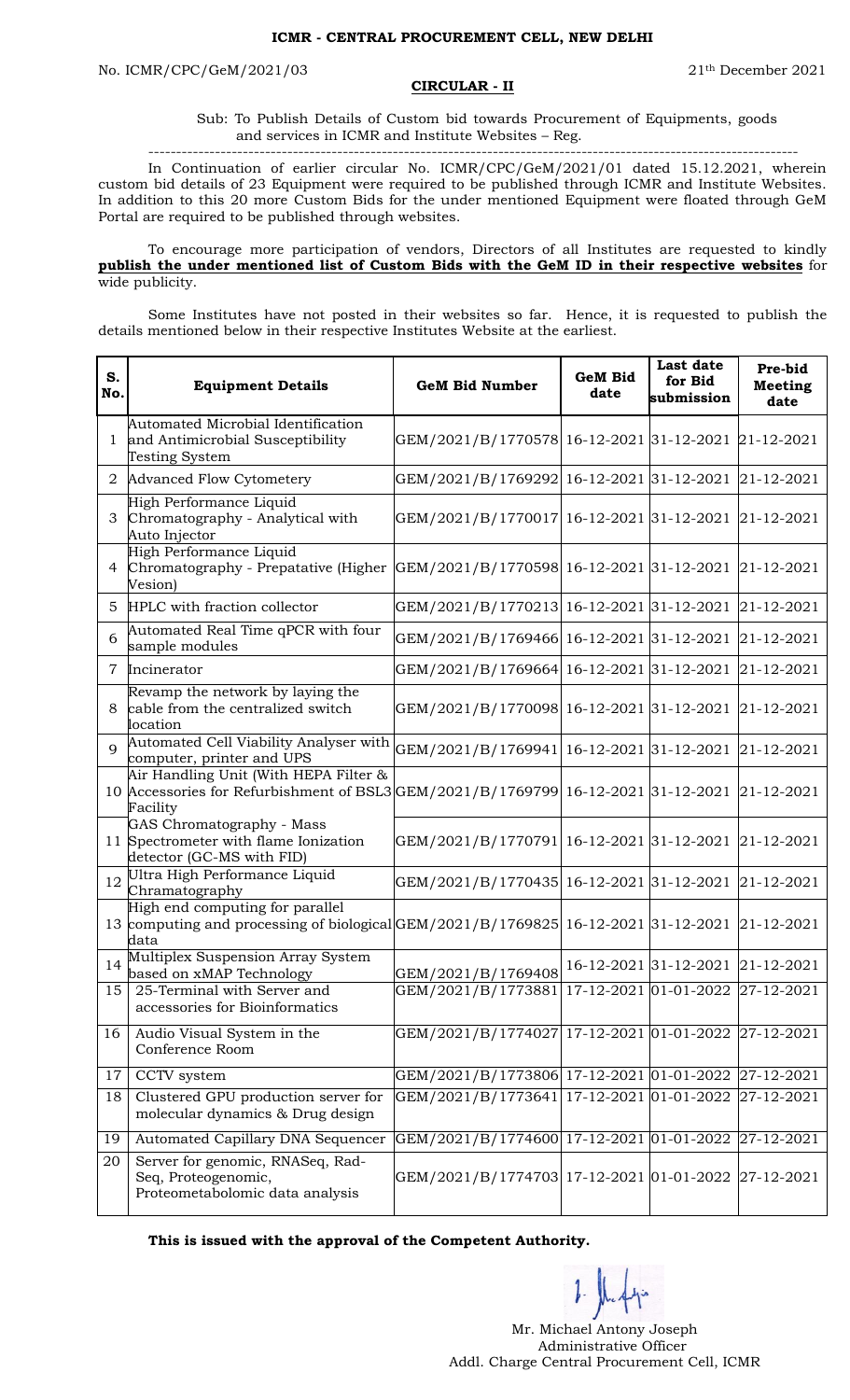**ICMR - CENTRAL PROCUREMENT CELL, NEW DELHI**

No. ICMR/CPC/GeM/2021/03 21th December 2021

**CIRCULAR - II**

Sub: To Publish Details of Custom bid towards Procurement of Equipments, goods and services in ICMR and Institute Websites – Reg.

---

In Continuation of earlier circular No. ICMR/CPC/GeM/2021/01 dated 15.12.2021, wherein custom bid details of 23 Equipment were required to be published through ICMR and Institute Websites. In addition to this 20 more Custom Bids for the under mentioned Equipment were floated through GeM Portal are required to be published through websites.

To encourage more participation of vendors, Directors of all Institutes are requested to kindly **publish the under mentioned list of Custom Bids with the GeM ID in their respective websites** for wide publicity.

Some Institutes have not posted in their websites so far. Hence, it is requested to publish the details mentioned below in their respective Institutes Website at the earliest.

| S. No. | Equipment Details | GeM Bid Number | GeM Bid date | Last date for Bid submission | Pre-bid Meeting date |
|---|---|---|---|---|---|
| 1 | Automated Microbial Identification and Antimicrobial Susceptibility Testing System | GEM/2021/B/1770578 | 16-12-2021 | 31-12-2021 | 21-12-2021 |
| 2 | Advanced Flow Cytometery | GEM/2021/B/1769292 | 16-12-2021 | 31-12-2021 | 21-12-2021 |
| 3 | High Performance Liquid Chromatography - Analytical with Auto Injector | GEM/2021/B/1770017 | 16-12-2021 | 31-12-2021 | 21-12-2021 |
| 4 | High Performance Liquid Chromatography - Prepatative (Higher Vesion) | GEM/2021/B/1770598 | 16-12-2021 | 31-12-2021 | 21-12-2021 |
| 5 | HPLC with fraction collector | GEM/2021/B/1770213 | 16-12-2021 | 31-12-2021 | 21-12-2021 |
| 6 | Automated Real Time qPCR with four sample modules | GEM/2021/B/1769466 | 16-12-2021 | 31-12-2021 | 21-12-2021 |
| 7 | Incinerator | GEM/2021/B/1769664 | 16-12-2021 | 31-12-2021 | 21-12-2021 |
| 8 | Revamp the network by laying the cable from the centralized switch location | GEM/2021/B/1770098 | 16-12-2021 | 31-12-2021 | 21-12-2021 |
| 9 | Automated Cell Viability Analyser with computer, printer and UPS | GEM/2021/B/1769941 | 16-12-2021 | 31-12-2021 | 21-12-2021 |
| 10 | Air Handling Unit (With HEPA Filter & Accessories for Refurbishment of BSL3 Facility | GEM/2021/B/1769799 | 16-12-2021 | 31-12-2021 | 21-12-2021 |
| 11 | GAS Chromatography - Mass Spectrometer with flame Ionization detector (GC-MS with FID) | GEM/2021/B/1770791 | 16-12-2021 | 31-12-2021 | 21-12-2021 |
| 12 | Ultra High Performance Liquid Chramatography | GEM/2021/B/1770435 | 16-12-2021 | 31-12-2021 | 21-12-2021 |
| 13 | High end computing for parallel computing and processing of biological data | GEM/2021/B/1769825 | 16-12-2021 | 31-12-2021 | 21-12-2021 |
| 14 | Multiplex Suspension Array System based on xMAP Technology | GEM/2021/B/1769408 | 16-12-2021 | 31-12-2021 | 21-12-2021 |
| 15 | 25-Terminal with Server and accessories for Bioinformatics | GEM/2021/B/1773881 | 17-12-2021 | 01-01-2022 | 27-12-2021 |
| 16 | Audio Visual System in the Conference Room | GEM/2021/B/1774027 | 17-12-2021 | 01-01-2022 | 27-12-2021 |
| 17 | CCTV system | GEM/2021/B/1773806 | 17-12-2021 | 01-01-2022 | 27-12-2021 |
| 18 | Clustered GPU production server for molecular dynamics & Drug design | GEM/2021/B/1773641 | 17-12-2021 | 01-01-2022 | 27-12-2021 |
| 19 | Automated Capillary DNA Sequencer | GEM/2021/B/1774600 | 17-12-2021 | 01-01-2022 | 27-12-2021 |
| 20 | Server for genomic, RNASeq, Rad-Seq, Proteogenomic, Proteometabolomic data analysis | GEM/2021/B/1774703 | 17-12-2021 | 01-01-2022 | 27-12-2021 |

**This is issued with the approval of the Competent Authority.**

Mr. Michael Antony Joseph
Administrative Officer
Addl. Charge Central Procurement Cell, ICMR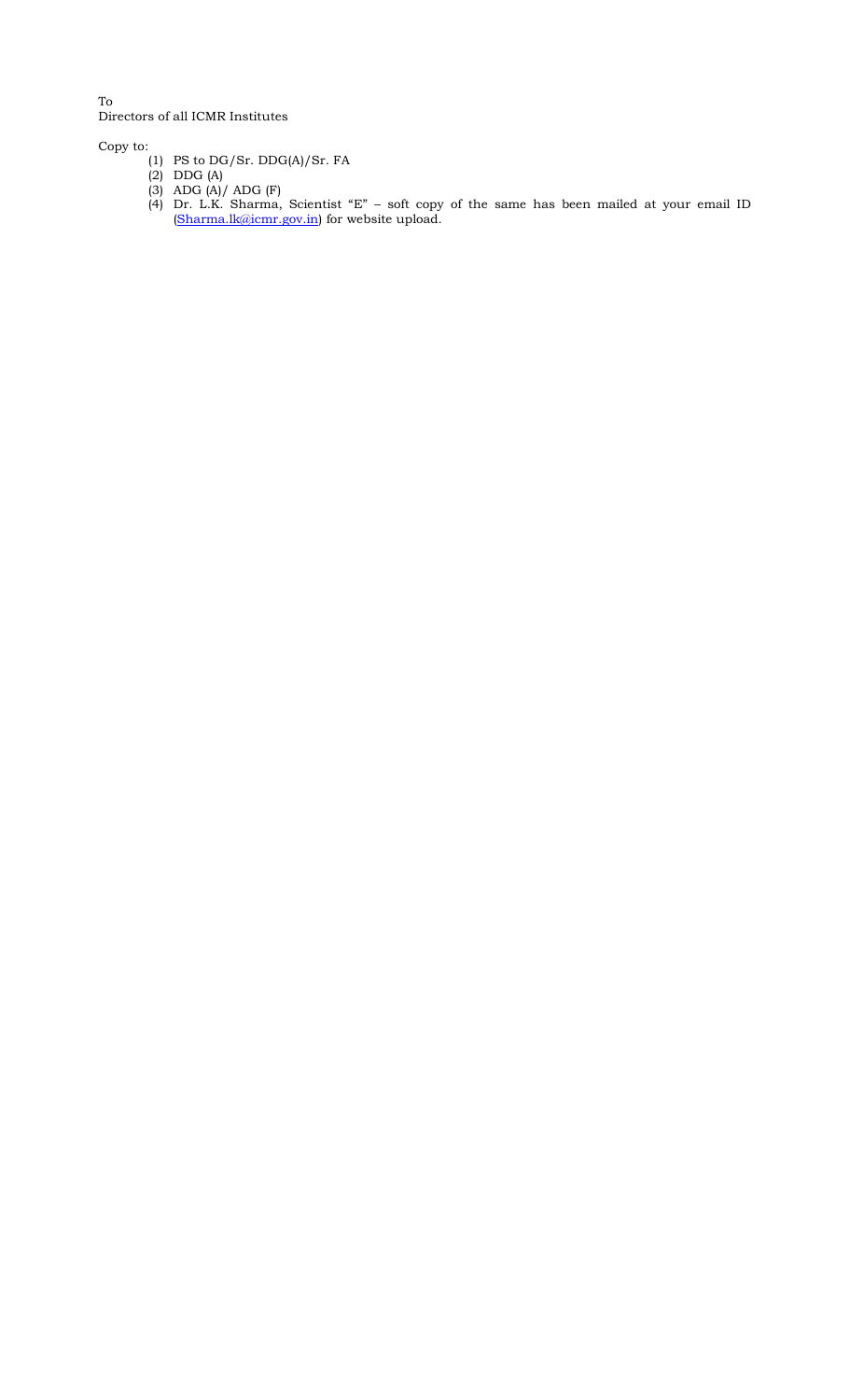To
Directors of all ICMR Institutes

Copy to:

(1) PS to DG/Sr. DDG(A)/Sr. FA
(2) DDG (A)
(3) ADG (A)/ ADG (F)
(4) Dr. L.K. Sharma, Scientist "E" – soft copy of the same has been mailed at your email ID (Sharma.lk@icmr.gov.in) for website upload.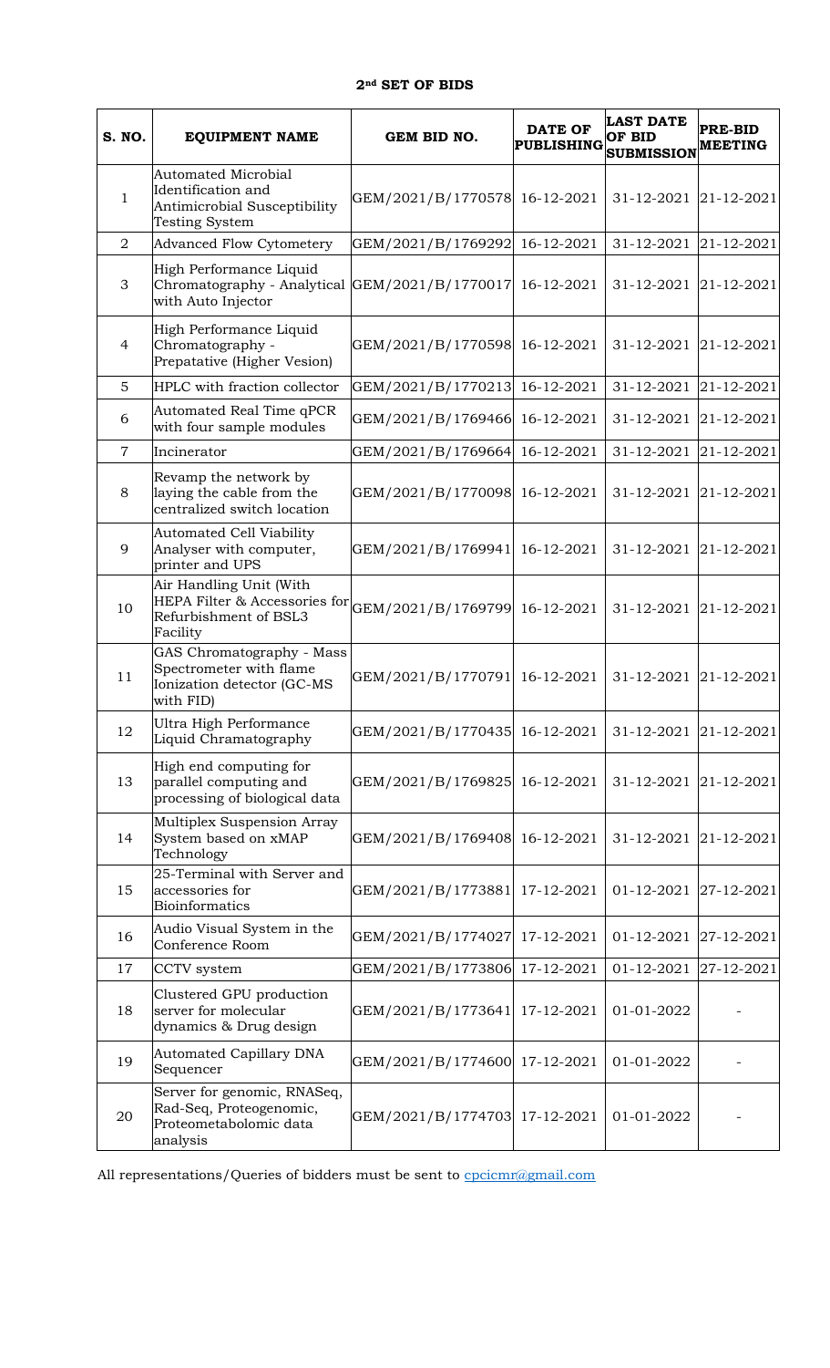**2[nd] SET OF BIDS**

| S. NO. | EQUIPMENT NAME | GEM BID NO. | DATE OF PUBLISHING | LAST DATE OF BID SUBMISSION | PRE-BID MEETING |
|---|---|---|---|---|---|
| 1 | Automated Microbial Identification and Antimicrobial Susceptibility Testing System | GEM/2021/B/1770578 | 16-12-2021 | 31-12-2021 | 21-12-2021 |
| 2 | Advanced Flow Cytometery | GEM/2021/B/1769292 | 16-12-2021 | 31-12-2021 | 21-12-2021 |
| 3 | High Performance Liquid Chromatography - Analytical with Auto Injector | GEM/2021/B/1770017 | 16-12-2021 | 31-12-2021 | 21-12-2021 |
| 4 | High Performance Liquid Chromatography - Prepatative (Higher Vesion) | GEM/2021/B/1770598 | 16-12-2021 | 31-12-2021 | 21-12-2021 |
| 5 | HPLC with fraction collector | GEM/2021/B/1770213 | 16-12-2021 | 31-12-2021 | 21-12-2021 |
| 6 | Automated Real Time qPCR with four sample modules | GEM/2021/B/1769466 | 16-12-2021 | 31-12-2021 | 21-12-2021 |
| 7 | Incinerator | GEM/2021/B/1769664 | 16-12-2021 | 31-12-2021 | 21-12-2021 |
| 8 | Revamp the network by laying the cable from the centralized switch location | GEM/2021/B/1770098 | 16-12-2021 | 31-12-2021 | 21-12-2021 |
| 9 | Automated Cell Viability Analyser with computer, printer and UPS | GEM/2021/B/1769941 | 16-12-2021 | 31-12-2021 | 21-12-2021 |
| 10 | Air Handling Unit (With HEPA Filter & Accessories for Refurbishment of BSL3 Facility | GEM/2021/B/1769799 | 16-12-2021 | 31-12-2021 | 21-12-2021 |
| 11 | GAS Chromatography - Mass Spectrometer with flame Ionization detector (GC-MS with FID) | GEM/2021/B/1770791 | 16-12-2021 | 31-12-2021 | 21-12-2021 |
| 12 | Ultra High Performance Liquid Chramatography | GEM/2021/B/1770435 | 16-12-2021 | 31-12-2021 | 21-12-2021 |
| 13 | High end computing for parallel computing and processing of biological data | GEM/2021/B/1769825 | 16-12-2021 | 31-12-2021 | 21-12-2021 |
| 14 | Multiplex Suspension Array System based on xMAP Technology | GEM/2021/B/1769408 | 16-12-2021 | 31-12-2021 | 21-12-2021 |
| 15 | 25-Terminal with Server and accessories for Bioinformatics | GEM/2021/B/1773881 | 17-12-2021 | 01-12-2021 | 27-12-2021 |
| 16 | Audio Visual System in the Conference Room | GEM/2021/B/1774027 | 17-12-2021 | 01-12-2021 | 27-12-2021 |
| 17 | CCTV system | GEM/2021/B/1773806 | 17-12-2021 | 01-12-2021 | 27-12-2021 |
| 18 | Clustered GPU production server for molecular dynamics & Drug design | GEM/2021/B/1773641 | 17-12-2021 | 01-01-2022 | - |
| 19 | Automated Capillary DNA Sequencer | GEM/2021/B/1774600 | 17-12-2021 | 01-01-2022 | - |
| 20 | Server for genomic, RNASeq, Rad-Seq, Proteogenomic, Proteometabolomic data analysis | GEM/2021/B/1774703 | 17-12-2021 | 01-01-2022 | - |

All representations/Queries of bidders must be sent to cpcicmr@gmail.com